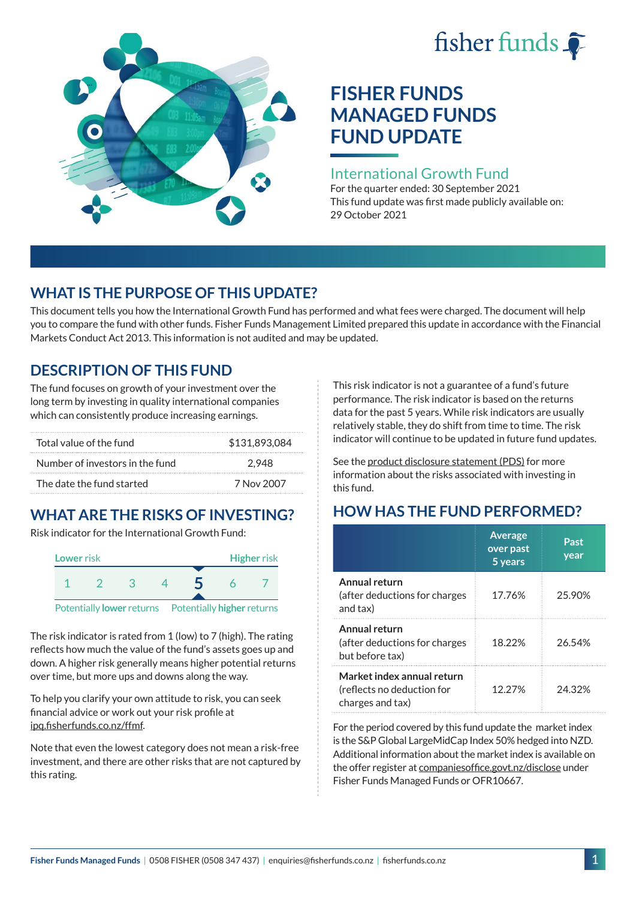# FISHER FUNDS MANAGED FUNDS FUND UPDATE

## International Growth Fund

For the quarter ended: 30 September 2021

This fund update was first made publicly available on: 29 October 2021

## WHAT IS THE PURPOSE OF THIS UPDATE?

This document tells you how the International Growth Fund has performed and what fees were charged. The document will help you to compare the fund with other funds. Fisher Funds Management Limited prepared this update in accordance with the Financial Markets Conduct Act 2013. This information is not audited and may be updated.

## DESCRIPTION OF THIS FUND

The fund focuses on growth of your investment over the long term by investing in quality international companies which can consistently produce increasing earnings.

| | |
|---|---|
| Total value of the fund | $131,893,084 |
| Number of investors in the fund | 2,948 |
| The date the fund started | 7 Nov 2007 |

## WHAT ARE THE RISKS OF INVESTING?

Risk indicator for the International Growth Fund:

| Lower risk | | | | | | Higher risk |
|---|---|---|---|---|---|---|
| 1 | 2 | 3 | 4 | **5** | 6 | 7 |
| Potentially **lower** returns | | | | | | Potentially **higher** returns |

The risk indicator is rated from 1 (low) to 7 (high). The rating reflects how much the value of the fund's assets goes up and down. A higher risk generally means higher potential returns over time, but more ups and downs along the way.

To help you clarify your own attitude to risk, you can seek financial advice or work out your risk profile at ipq.fisherfunds.co.nz/ffmf.

Note that even the lowest category does not mean a risk-free investment, and there are other risks that are not captured by this rating.

This risk indicator is not a guarantee of a fund's future performance. The risk indicator is based on the returns data for the past 5 years. While risk indicators are usually relatively stable, they do shift from time to time. The risk indicator will continue to be updated in future fund updates.

See the product disclosure statement (PDS) for more information about the risks associated with investing in this fund.

## HOW HAS THE FUND PERFORMED?

| | Average over past 5 years | Past year |
|---|---|---|
| **Annual return** (after deductions for charges and tax) | 17.76% | 25.90% |
| **Annual return** (after deductions for charges but before tax) | 18.22% | 26.54% |
| **Market index annual return** (reflects no deduction for charges and tax) | 12.27% | 24.32% |

For the period covered by this fund update the market index is the S&P Global LargeMidCap Index 50% hedged into NZD. Additional information about the market index is available on the offer register at companiesoffice.govt.nz/disclose under Fisher Funds Managed Funds or OFR10667.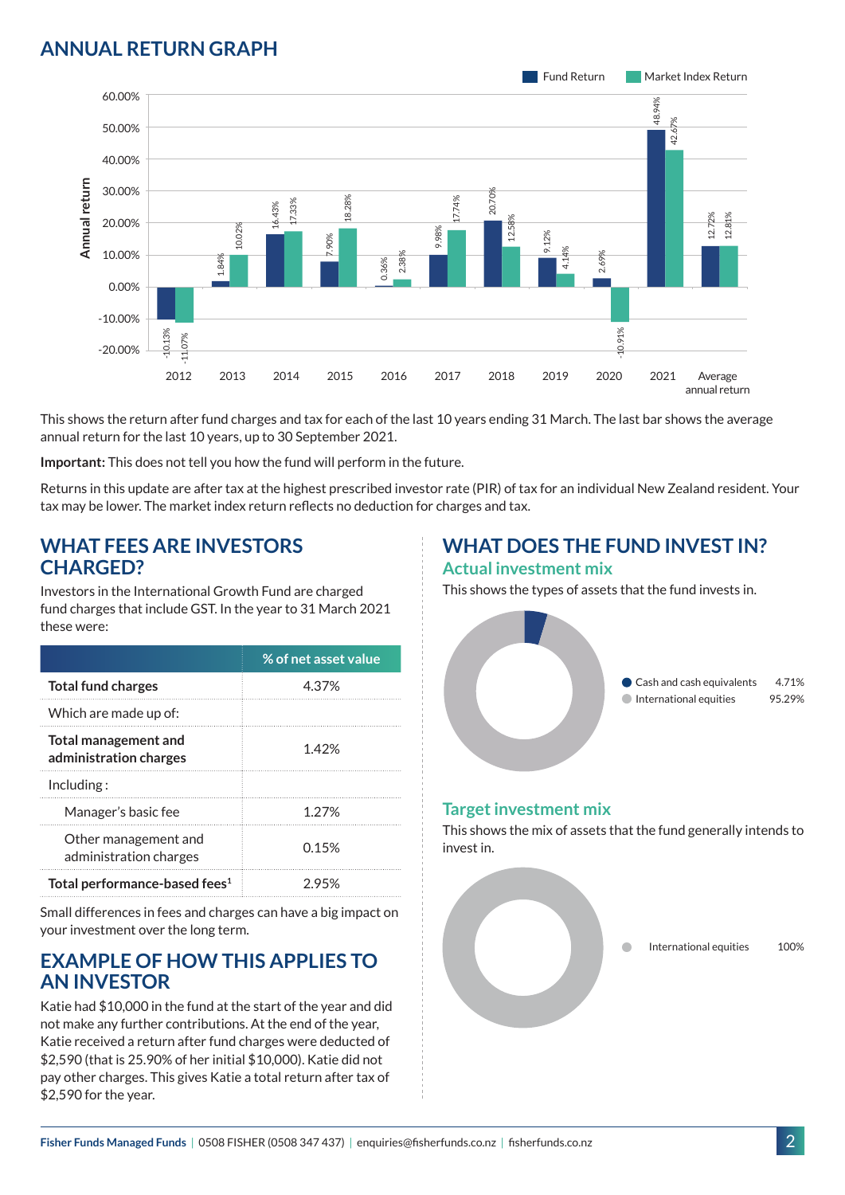## ANNUAL RETURN GRAPH

| Year | Fund Return | Market Index Return |
|---|---|---|
| 2012 | -10.13% | -11.07% |
| 2013 | 1.84% | 10.02% |
| 2014 | 16.43% | 17.33% |
| 2015 | 7.90% | 18.28% |
| 2016 | 0.36% | 2.38% |
| 2017 | 9.98% | 17.74% |
| 2018 | 20.70% | 12.58% |
| 2019 | 9.12% | 4.14% |
| 2020 | 2.69% | -10.91% |
| 2021 | 48.94% | 42.67% |
| Average annual return | 12.72% | 12.81% |

This shows the return after fund charges and tax for each of the last 10 years ending 31 March. The last bar shows the average annual return for the last 10 years, up to 30 September 2021.

**Important:** This does not tell you how the fund will perform in the future.

Returns in this update are after tax at the highest prescribed investor rate (PIR) of tax for an individual New Zealand resident. Your tax may be lower. The market index return reflects no deduction for charges and tax.

## WHAT FEES ARE INVESTORS CHARGED?

Investors in the International Growth Fund are charged fund charges that include GST. In the year to 31 March 2021 these were:

| | % of net asset value |
|---|---|
| **Total fund charges** | 4.37% |
| Which are made up of: | |
| **Total management and administration charges** | 1.42% |
| Including : | |
| Manager's basic fee | 1.27% |
| Other management and administration charges | 0.15% |
| **Total performance-based fees**[1] | 2.95% |

Small differences in fees and charges can have a big impact on your investment over the long term.

## EXAMPLE OF HOW THIS APPLIES TO AN INVESTOR

Katie had $10,000 in the fund at the start of the year and did not make any further contributions. At the end of the year, Katie received a return after fund charges were deducted of $2,590 (that is 25.90% of her initial $10,000). Katie did not pay other charges. This gives Katie a total return after tax of $2,590 for the year.

## WHAT DOES THE FUND INVEST IN?

### Actual investment mix

This shows the types of assets that the fund invests in.

| Asset | % |
|---|---|
| Cash and cash equivalents | 4.71% |
| International equities | 95.29% |

### Target investment mix

This shows the mix of assets that the fund generally intends to invest in.

| Asset | % |
|---|---|
| International equities | 100% |

Fisher Funds Managed Funds | 0508 FISHER (0508 347 437) | enquiries@fisherfunds.co.nz | fisherfunds.co.nz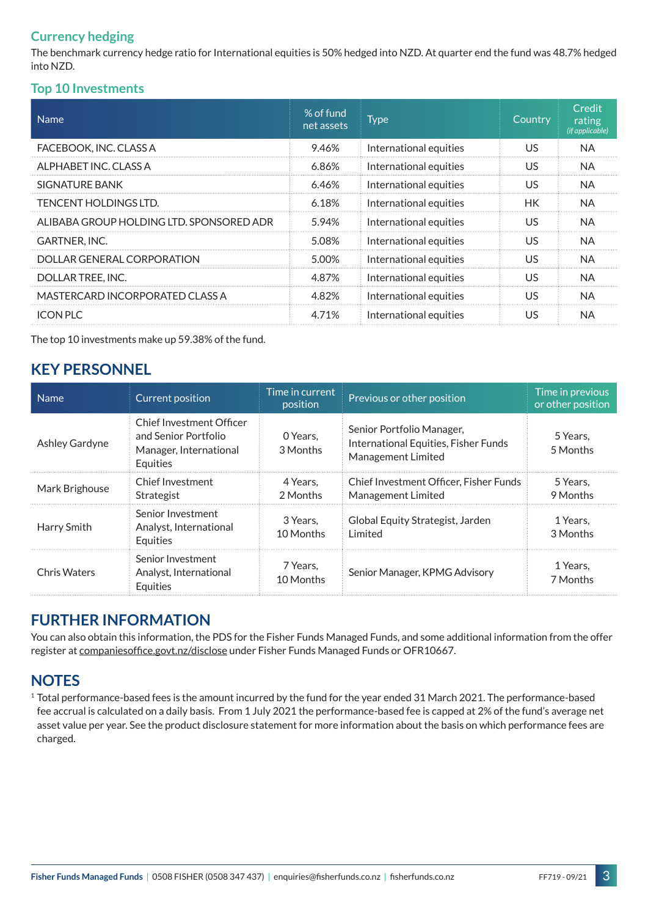## Currency hedging

The benchmark currency hedge ratio for International equities is 50% hedged into NZD. At quarter end the fund was 48.7% hedged into NZD.

## Top 10 Investments

| Name | % of fund net assets | Type | Country | Credit rating *(if applicable)* |
|---|---|---|---|---|
| FACEBOOK, INC. CLASS A | 9.46% | International equities | US | NA |
| ALPHABET INC. CLASS A | 6.86% | International equities | US | NA |
| SIGNATURE BANK | 6.46% | International equities | US | NA |
| TENCENT HOLDINGS LTD. | 6.18% | International equities | HK | NA |
| ALIBABA GROUP HOLDING LTD. SPONSORED ADR | 5.94% | International equities | US | NA |
| GARTNER, INC. | 5.08% | International equities | US | NA |
| DOLLAR GENERAL CORPORATION | 5.00% | International equities | US | NA |
| DOLLAR TREE, INC. | 4.87% | International equities | US | NA |
| MASTERCARD INCORPORATED CLASS A | 4.82% | International equities | US | NA |
| ICON PLC | 4.71% | International equities | US | NA |

The top 10 investments make up 59.38% of the fund.

# KEY PERSONNEL

| Name | Current position | Time in current position | Previous or other position | Time in previous or other position |
|---|---|---|---|---|
| Ashley Gardyne | Chief Investment Officer and Senior Portfolio Manager, International Equities | 0 Years, 3 Months | Senior Portfolio Manager, International Equities, Fisher Funds Management Limited | 5 Years, 5 Months |
| Mark Brighouse | Chief Investment Strategist | 4 Years, 2 Months | Chief Investment Officer, Fisher Funds Management Limited | 5 Years, 9 Months |
| Harry Smith | Senior Investment Analyst, International Equities | 3 Years, 10 Months | Global Equity Strategist, Jarden Limited | 1 Years, 3 Months |
| Chris Waters | Senior Investment Analyst, International Equities | 7 Years, 10 Months | Senior Manager, KPMG Advisory | 1 Years, 7 Months |

# FURTHER INFORMATION

You can also obtain this information, the PDS for the Fisher Funds Managed Funds, and some additional information from the offer register at companiesoffice.govt.nz/disclose under Fisher Funds Managed Funds or OFR10667.

# NOTES

[1] Total performance-based fees is the amount incurred by the fund for the year ended 31 March 2021. The performance-based fee accrual is calculated on a daily basis. From 1 July 2021 the performance-based fee is capped at 2% of the fund's average net asset value per year. See the product disclosure statement for more information about the basis on which performance fees are charged.